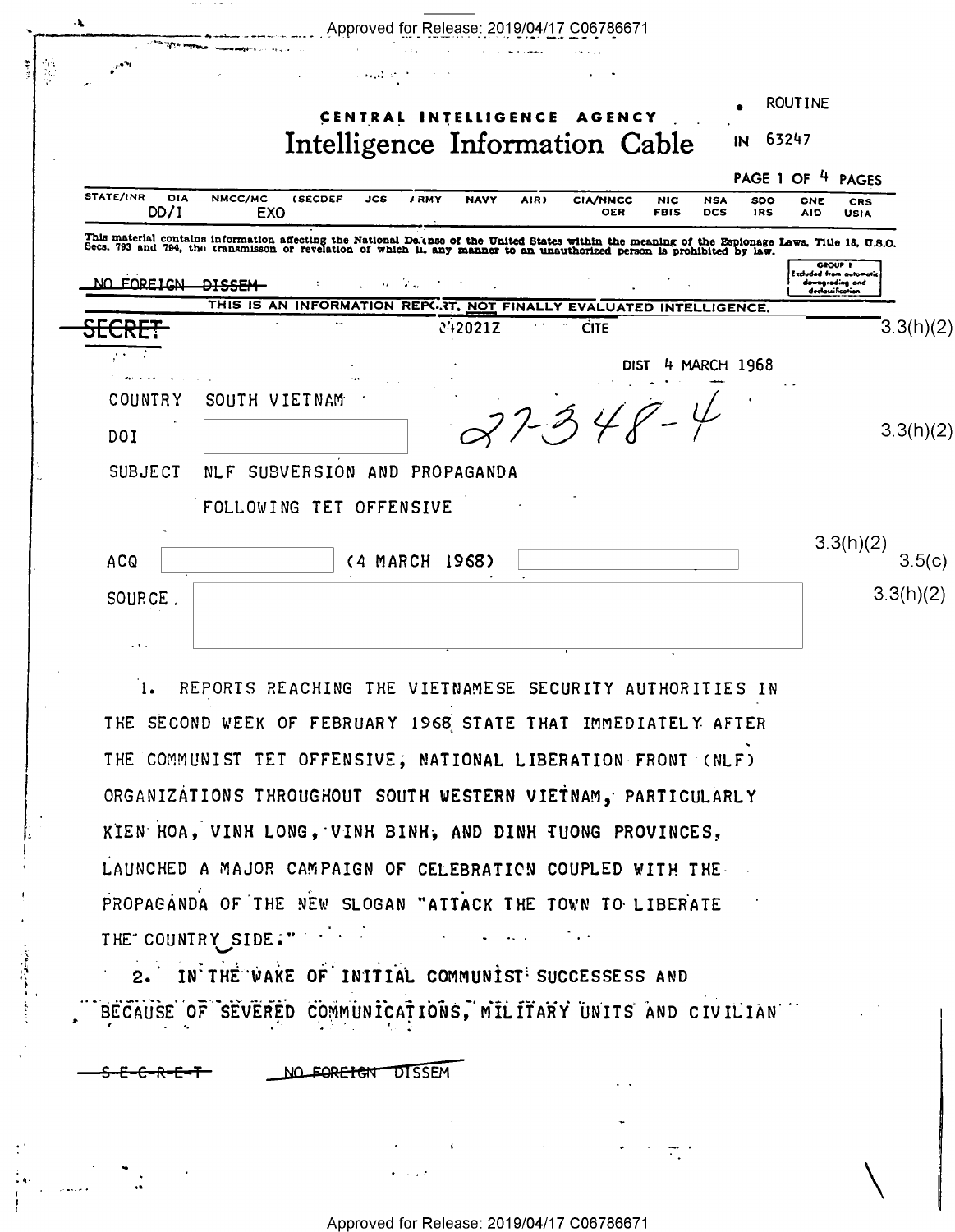ROUTINE

# CENTRAL INTELLIGENCE AGENCY
## Intelligence Information Cable

IN 63247

PAGE 1 OF 4 PAGES

| STATE/INR | DIA | NMCC/MC | (SECDEF | JCS | ARMY | NAVY | AIR) | CIA/NMCC | NIC | NSA | SDO | ONE | CRS |
|---|---|---|---|---|---|---|---|---|---|---|---|---|---|
| | DD/I | EXO | | | | | | OER | FBIS | DCS | IRS | AID | USIA |

This material contains information affecting the National Defense of the United States within the meaning of the Espionage Laws, Title 18, U.S.C. Secs. 793 and 794, the transmisson or revelation of which in any manner to an unauthorized person is prohibited by law.

GROUP 1 Excluded from automatic downgrading and declassification

~~NO FOREIGN DISSEM~~

THIS IS AN INFORMATION REPORT, NOT FINALLY EVALUATED INTELLIGENCE.

~~SECRET~~ 042021Z CITE [redacted] 3.3(h)(2)

DIST 4 MARCH 1968

COUNTRY SOUTH VIETNAM

27-348-4

DOI [redacted] 3.3(h)(2)

SUBJECT NLF SUBVERSION AND PROPAGANDA FOLLOWING TET OFFENSIVE

ACQ [redacted] (4 MARCH 1968) [redacted] 3.3(h)(2) 3.5(c)

SOURCE. [redacted] 3.3(h)(2)

1. REPORTS REACHING THE VIETNAMESE SECURITY AUTHORITIES IN THE SECOND WEEK OF FEBRUARY 1968 STATE THAT IMMEDIATELY AFTER THE COMMUNIST TET OFFENSIVE, NATIONAL LIBERATION FRONT (NLF) ORGANIZATIONS THROUGHOUT SOUTH WESTERN VIETNAM, PARTICULARLY KIEN HOA, VINH LONG, VINH BINH, AND DINH TUONG PROVINCES, LAUNCHED A MAJOR CAMPAIGN OF CELEBRATION COUPLED WITH THE PROPAGANDA OF THE NEW SLOGAN "ATTACK THE TOWN TO LIBERATE THE COUNTRY SIDE."

2. IN THE WAKE OF INITIAL COMMUNIST SUCCESSESS AND BECAUSE OF SEVERED COMMUNICATIONS, MILITARY UNITS AND CIVILIAN

~~S-E-C-R-E-T~~ ~~NO FOREIGN DISSEM~~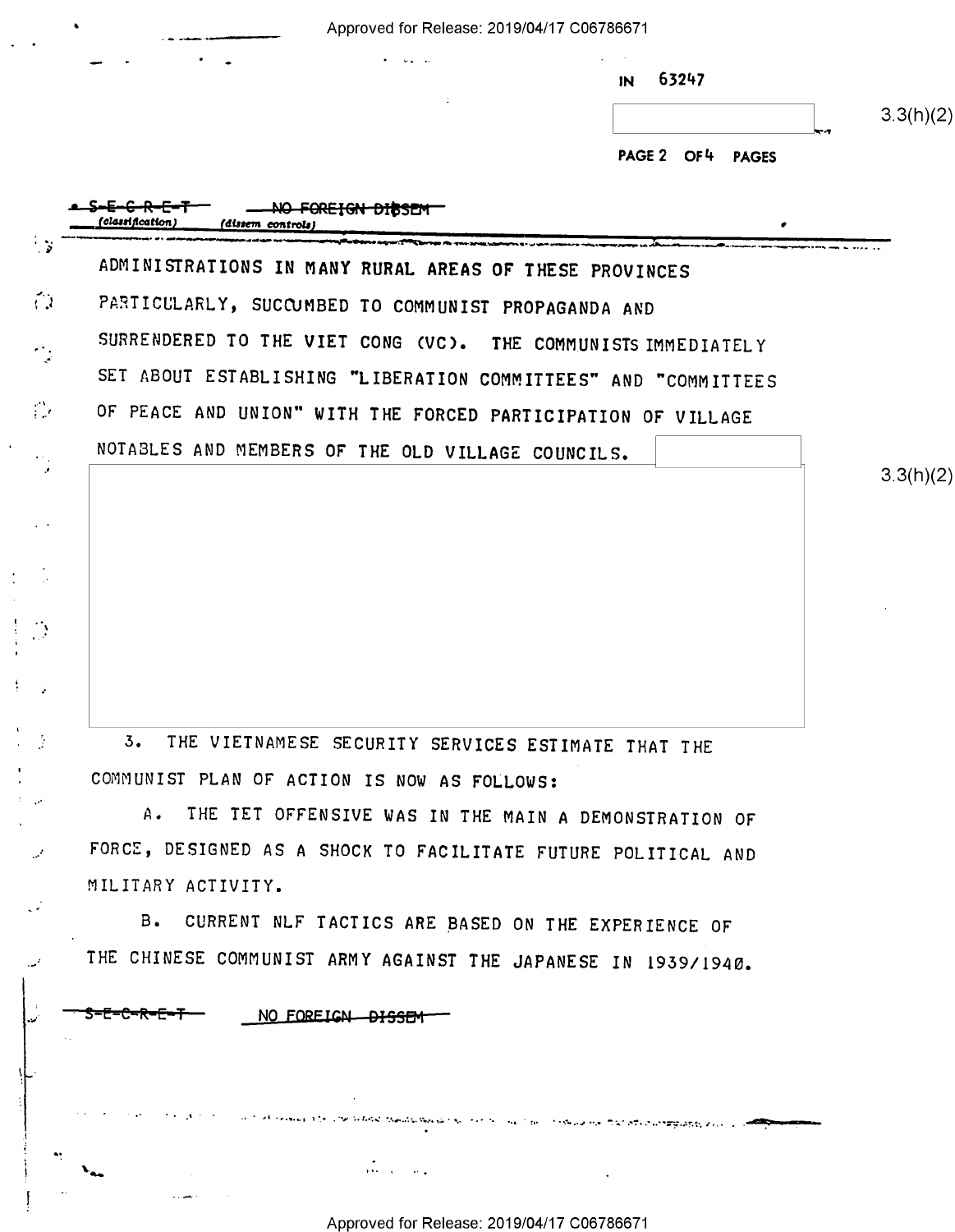IN 63247

3.3(h)(2)

S-E-C-R-E-T — NO FOREIGN DISSEM
(classification) (dissem controls)

ADMINISTRATIONS IN MANY RURAL AREAS OF THESE PROVINCES PARTICULARLY, SUCCUMBED TO COMMUNIST PROPAGANDA AND SURRENDERED TO THE VIET CONG (VC). THE COMMUNISTS IMMEDIATELY SET ABOUT ESTABLISHING "LIBERATION COMMITTEES" AND "COMMITTEES OF PEACE AND UNION" WITH THE FORCED PARTICIPATION OF VILLAGE NOTABLES AND MEMBERS OF THE OLD VILLAGE COUNCILS.

3.3(h)(2)

3. THE VIETNAMESE SECURITY SERVICES ESTIMATE THAT THE COMMUNIST PLAN OF ACTION IS NOW AS FOLLOWS:

A. THE TET OFFENSIVE WAS IN THE MAIN A DEMONSTRATION OF FORCE, DESIGNED AS A SHOCK TO FACILITATE FUTURE POLITICAL AND MILITARY ACTIVITY.

B. CURRENT NLF TACTICS ARE BASED ON THE EXPERIENCE OF THE CHINESE COMMUNIST ARMY AGAINST THE JAPANESE IN 1939/1940.

S-E-C-R-E-T NO FOREIGN DISSEM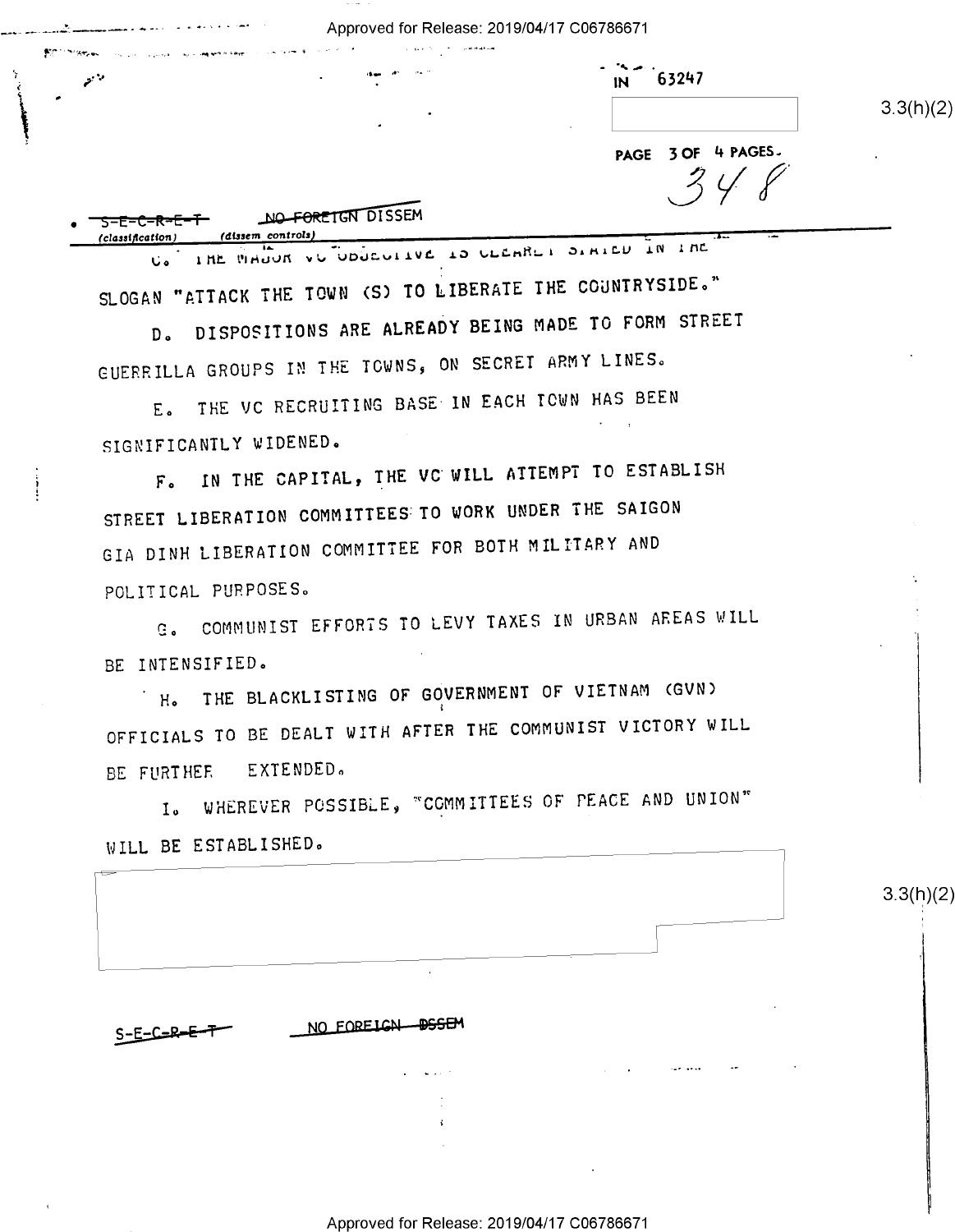IN 63247

3.3(h)(2)

PAGE 3 OF 4 PAGES.

348

S-E-C-R-E-T NO FOREIGN DISSEM

(classification) (dissem controls)

C. THE MAJOR VC OBJECTIVE IS CLEARLY STATED IN THE SLOGAN "ATTACK THE TOWN (S) TO LIBERATE THE COUNTRYSIDE."

D. DISPOSITIONS ARE ALREADY BEING MADE TO FORM STREET GUERRILLA GROUPS IN THE TOWNS, ON SECRET ARMY LINES.

E. THE VC RECRUITING BASE IN EACH TOWN HAS BEEN SIGNIFICANTLY WIDENED.

F. IN THE CAPITAL, THE VC WILL ATTEMPT TO ESTABLISH STREET LIBERATION COMMITTEES TO WORK UNDER THE SAIGON GIA DINH LIBERATION COMMITTEE FOR BOTH MILITARY AND POLITICAL PURPOSES.

G. COMMUNIST EFFORTS TO LEVY TAXES IN URBAN AREAS WILL BE INTENSIFIED.

H. THE BLACKLISTING OF GOVERNMENT OF VIETNAM (GVN) OFFICIALS TO BE DEALT WITH AFTER THE COMMUNIST VICTORY WILL BE FURTHER EXTENDED.

I. WHEREVER POSSIBLE, "COMMITTEES OF PEACE AND UNION" WILL BE ESTABLISHED.

3.3(h)(2)

S-E-C-R-E-T NO FOREIGN DISSEM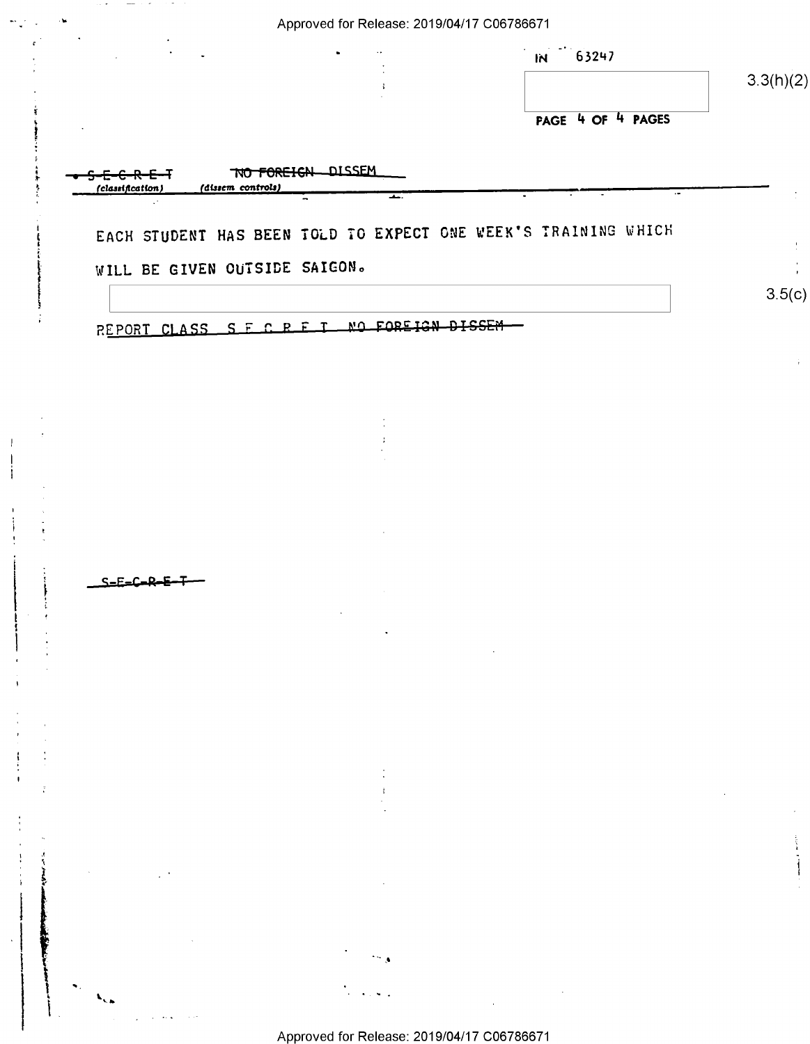IN 63247

3.3(h)(2)

~~S-E-C-R-E-T~~ ~~NO FOREIGN DISSEM~~
(classification) (dissem controls)

EACH STUDENT HAS BEEN TOLD TO EXPECT ONE WEEK'S TRAINING WHICH WILL BE GIVEN OUTSIDE SAIGON.

3.5(c)

REPORT CLASS ~~S E C R E T NO FOREIGN DISSEM~~

~~S-E-C-R-E-T~~